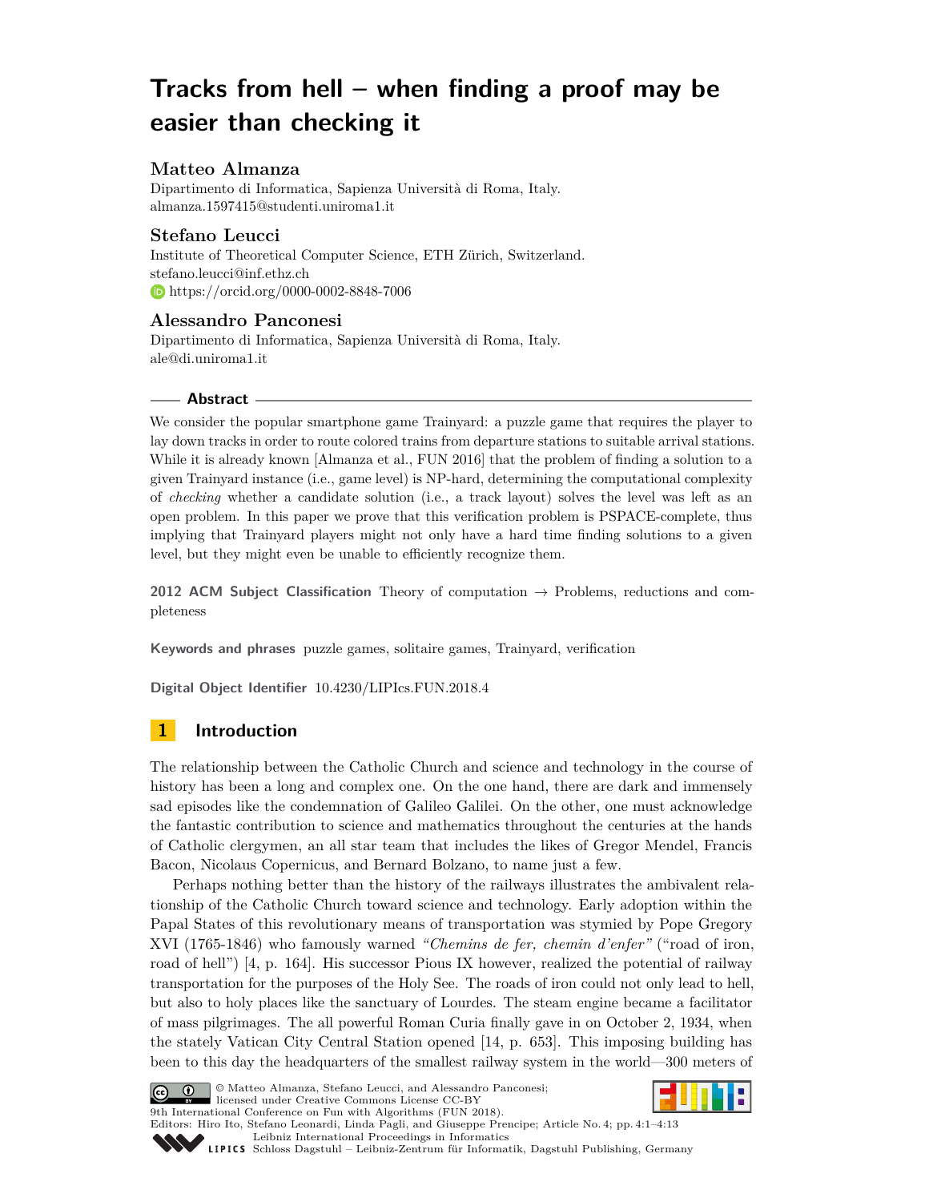# Tracks from hell – when finding a proof may be easier than checking it

**Matteo Almanza**
Dipartimento di Informatica, Sapienza Università di Roma, Italy.
almanza.1597415@studenti.uniroma1.it

**Stefano Leucci**
Institute of Theoretical Computer Science, ETH Zürich, Switzerland.
stefano.leucci@inf.ethz.ch
https://orcid.org/0000-0002-8848-7006

**Alessandro Panconesi**
Dipartimento di Informatica, Sapienza Università di Roma, Italy.
ale@di.uniroma1.it

## Abstract

We consider the popular smartphone game Trainyard: a puzzle game that requires the player to lay down tracks in order to route colored trains from departure stations to suitable arrival stations. While it is already known [Almanza et al., FUN 2016] that the problem of finding a solution to a given Trainyard instance (i.e., game level) is NP-hard, determining the computational complexity of *checking* whether a candidate solution (i.e., a track layout) solves the level was left as an open problem. In this paper we prove that this verification problem is PSPACE-complete, thus implying that Trainyard players might not only have a hard time finding solutions to a given level, but they might even be unable to efficiently recognize them.

**2012 ACM Subject Classification** Theory of computation → Problems, reductions and completeness

**Keywords and phrases** puzzle games, solitaire games, Trainyard, verification

**Digital Object Identifier** 10.4230/LIPIcs.FUN.2018.4

## 1 Introduction

The relationship between the Catholic Church and science and technology in the course of history has been a long and complex one. On the one hand, there are dark and immensely sad episodes like the condemnation of Galileo Galilei. On the other, one must acknowledge the fantastic contribution to science and mathematics throughout the centuries at the hands of Catholic clergymen, an all star team that includes the likes of Gregor Mendel, Francis Bacon, Nicolaus Copernicus, and Bernard Bolzano, to name just a few.

Perhaps nothing better than the history of the railways illustrates the ambivalent relationship of the Catholic Church toward science and technology. Early adoption within the Papal States of this revolutionary means of transportation was stymied by Pope Gregory XVI (1765-1846) who famously warned *"Chemins de fer, chemin d'enfer"* ("road of iron, road of hell") [4, p. 164]. His successor Pious IX however, realized the potential of railway transportation for the purposes of the Holy See. The roads of iron could not only lead to hell, but also to holy places like the sanctuary of Lourdes. The steam engine became a facilitator of mass pilgrimages. The all powerful Roman Curia finally gave in on October 2, 1934, when the stately Vatican City Central Station opened [14, p. 653]. This imposing building has been to this day the headquarters of the smallest railway system in the world—300 meters of

© Matteo Almanza, Stefano Leucci, and Alessandro Panconesi;
licensed under Creative Commons License CC-BY
9th International Conference on Fun with Algorithms (FUN 2018).
Editors: Hiro Ito, Stefano Leonardi, Linda Pagli, and Giuseppe Prencipe; Article No. 4; pp. 4:1–4:13
Leibniz International Proceedings in Informatics
Schloss Dagstuhl – Leibniz-Zentrum für Informatik, Dagstuhl Publishing, Germany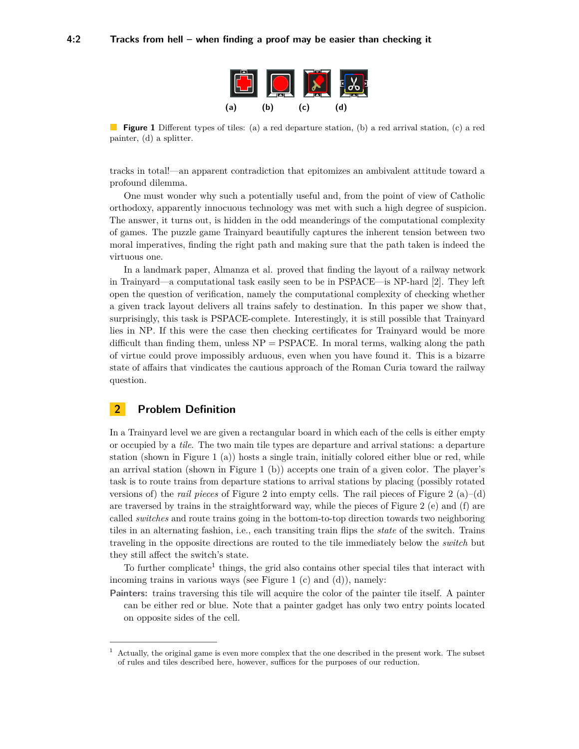**Figure 1** Different types of tiles: (a) a red departure station, (b) a red arrival station, (c) a red painter, (d) a splitter.

tracks in total!—an apparent contradiction that epitomizes an ambivalent attitude toward a profound dilemma.

One must wonder why such a potentially useful and, from the point of view of Catholic orthodoxy, apparently innocuous technology was met with such a high degree of suspicion. The answer, it turns out, is hidden in the odd meanderings of the computational complexity of games. The puzzle game Trainyard beautifully captures the inherent tension between two moral imperatives, finding the right path and making sure that the path taken is indeed the virtuous one.

In a landmark paper, Almanza et al. proved that finding the layout of a railway network in Trainyard—a computational task easily seen to be in PSPACE—is NP-hard [2]. They left open the question of verification, namely the computational complexity of checking whether a given track layout delivers all trains safely to destination. In this paper we show that, surprisingly, this task is PSPACE-complete. Interestingly, it is still possible that Trainyard lies in NP. If this were the case then checking certificates for Trainyard would be more difficult than finding them, unless NP = PSPACE. In moral terms, walking along the path of virtue could prove impossibly arduous, even when you have found it. This is a bizarre state of affairs that vindicates the cautious approach of the Roman Curia toward the railway question.

## 2 Problem Definition

In a Trainyard level we are given a rectangular board in which each of the cells is either empty or occupied by a *tile*. The two main tile types are departure and arrival stations: a departure station (shown in Figure 1 (a)) hosts a single train, initially colored either blue or red, while an arrival station (shown in Figure 1 (b)) accepts one train of a given color. The player's task is to route trains from departure stations to arrival stations by placing (possibly rotated versions of) the *rail pieces* of Figure 2 into empty cells. The rail pieces of Figure 2 (a)–(d) are traversed by trains in the straightforward way, while the pieces of Figure 2 (e) and (f) are called *switches* and route trains going in the bottom-to-top direction towards two neighboring tiles in an alternating fashion, i.e., each transiting train flips the *state* of the switch. Trains traveling in the opposite directions are routed to the tile immediately below the *switch* but they still affect the switch's state.

To further complicate[1] things, the grid also contains other special tiles that interact with incoming trains in various ways (see Figure 1 (c) and (d)), namely:

**Painters:** trains traversing this tile will acquire the color of the painter tile itself. A painter can be either red or blue. Note that a painter gadget has only two entry points located on opposite sides of the cell.

[1] Actually, the original game is even more complex that the one described in the present work. The subset of rules and tiles described here, however, suffices for the purposes of our reduction.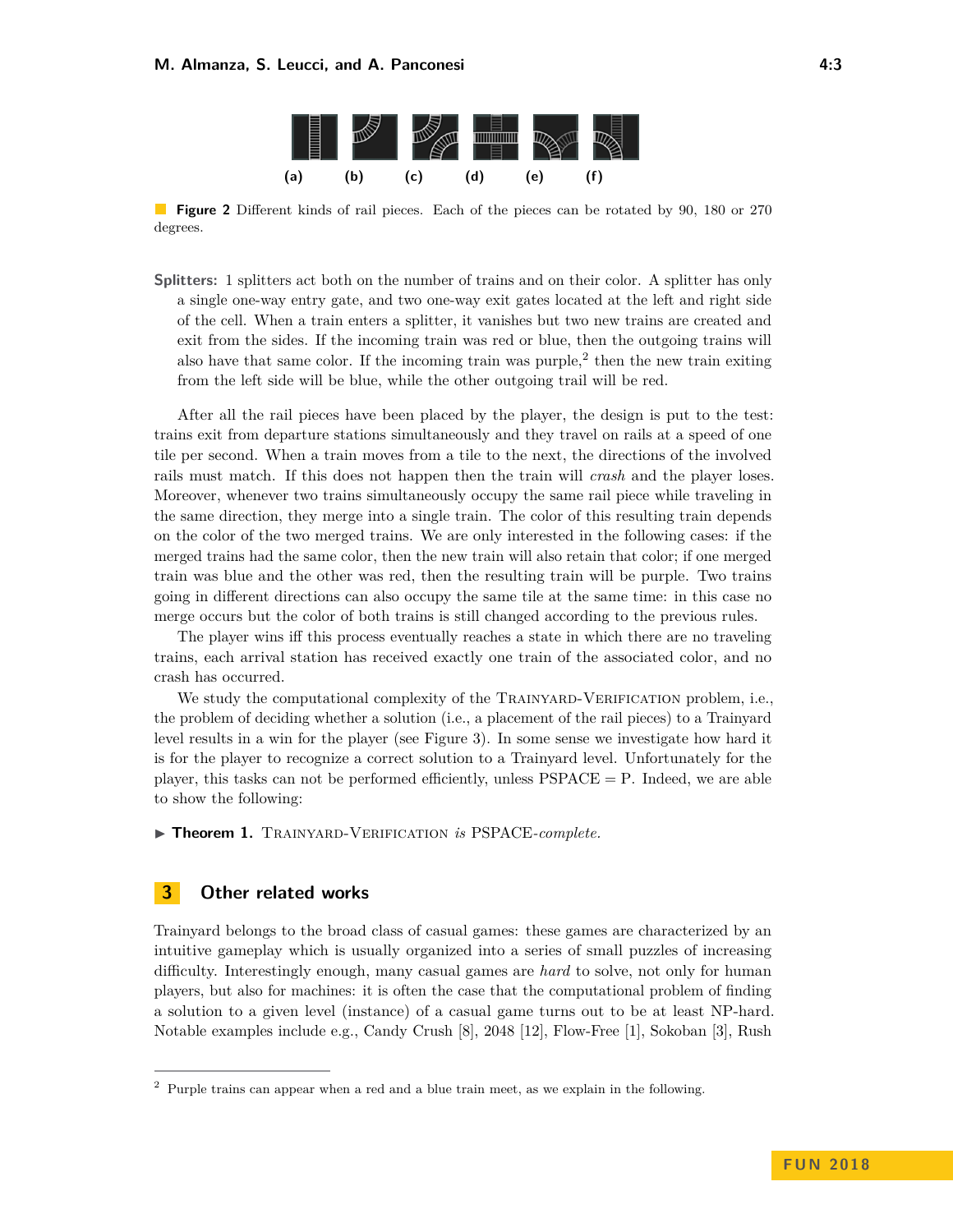(a) (b) (c) (d) (e) (f)

**Figure 2** Different kinds of rail pieces. Each of the pieces can be rotated by 90, 180 or 270 degrees.

**Splitters:** 1 splitters act both on the number of trains and on their color. A splitter has only a single one-way entry gate, and two one-way exit gates located at the left and right side of the cell. When a train enters a splitter, it vanishes but two new trains are created and exit from the sides. If the incoming train was red or blue, then the outgoing trains will also have that same color. If the incoming train was purple,[2] then the new train exiting from the left side will be blue, while the other outgoing trail will be red.

After all the rail pieces have been placed by the player, the design is put to the test: trains exit from departure stations simultaneously and they travel on rails at a speed of one tile per second. When a train moves from a tile to the next, the directions of the involved rails must match. If this does not happen then the train will *crash* and the player loses. Moreover, whenever two trains simultaneously occupy the same rail piece while traveling in the same direction, they merge into a single train. The color of this resulting train depends on the color of the two merged trains. We are only interested in the following cases: if the merged trains had the same color, then the new train will also retain that color; if one merged train was blue and the other was red, then the resulting train will be purple. Two trains going in different directions can also occupy the same tile at the same time: in this case no merge occurs but the color of both trains is still changed according to the previous rules.

The player wins iff this process eventually reaches a state in which there are no traveling trains, each arrival station has received exactly one train of the associated color, and no crash has occurred.

We study the computational complexity of the Trainyard-Verification problem, i.e., the problem of deciding whether a solution (i.e., a placement of the rail pieces) to a Trainyard level results in a win for the player (see Figure 3). In some sense we investigate how hard it is for the player to recognize a correct solution to a Trainyard level. Unfortunately for the player, this tasks can not be performed efficiently, unless PSPACE = P. Indeed, we are able to show the following:

▶ **Theorem 1.** Trainyard-Verification *is* PSPACE*-complete.*

## 3 Other related works

Trainyard belongs to the broad class of casual games: these games are characterized by an intuitive gameplay which is usually organized into a series of small puzzles of increasing difficulty. Interestingly enough, many casual games are *hard* to solve, not only for human players, but also for machines: it is often the case that the computational problem of finding a solution to a given level (instance) of a casual game turns out to be at least NP-hard. Notable examples include e.g., Candy Crush [8], 2048 [12], Flow-Free [1], Sokoban [3], Rush

[2] Purple trains can appear when a red and a blue train meet, as we explain in the following.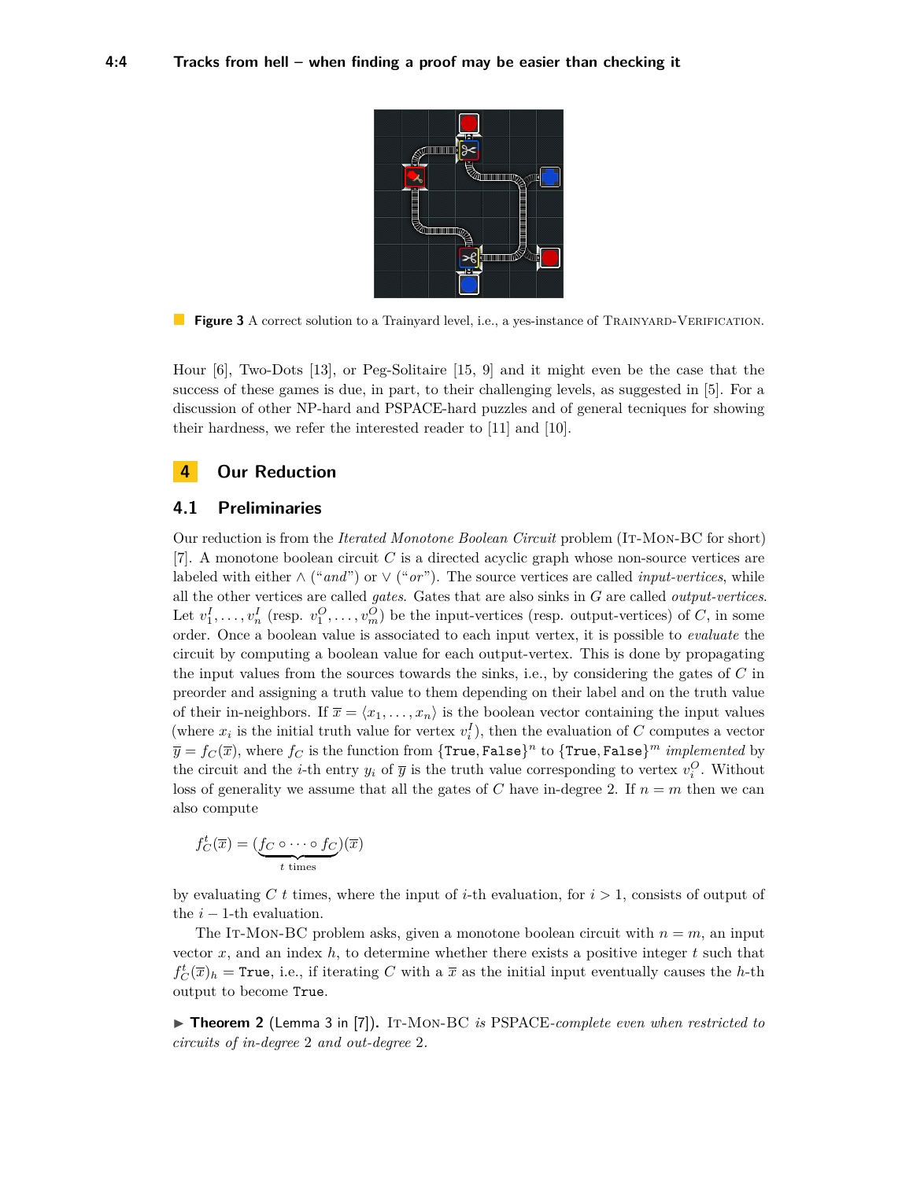**Figure 3** A correct solution to a Trainyard level, i.e., a yes-instance of TRAINYARD-VERIFICATION.

Hour [6], Two-Dots [13], or Peg-Solitaire [15, 9] and it might even be the case that the success of these games is due, in part, to their challenging levels, as suggested in [5]. For a discussion of other NP-hard and PSPACE-hard puzzles and of general tecniques for showing their hardness, we refer the interested reader to [11] and [10].

## 4 Our Reduction

### 4.1 Preliminaries

Our reduction is from the *Iterated Monotone Boolean Circuit* problem (IT-MON-BC for short) [7]. A monotone boolean circuit $C$ is a directed acyclic graph whose non-source vertices are labeled with either $\wedge$ ("*and*") or $\vee$ ("*or*"). The source vertices are called *input-vertices*, while all the other vertices are called *gates*. Gates that are also sinks in $G$ are called *output-vertices*. Let $v_1^I, \dots, v_n^I$ (resp. $v_1^O, \dots, v_m^O$) be the input-vertices (resp. output-vertices) of $C$, in some order. Once a boolean value is associated to each input vertex, it is possible to *evaluate* the circuit by computing a boolean value for each output-vertex. This is done by propagating the input values from the sources towards the sinks, i.e., by considering the gates of $C$ in preorder and assigning a truth value to them depending on their label and on the truth value of their in-neighbors. If $\overline{x} = \langle x_1, \dots, x_n \rangle$ is the boolean vector containing the input values (where $x_i$ is the initial truth value for vertex $v_i^I$), then the evaluation of $C$ computes a vector $\overline{y} = f_C(\overline{x})$, where $f_C$ is the function from $\{\texttt{True}, \texttt{False}\}^n$ to $\{\texttt{True}, \texttt{False}\}^m$ *implemented* by the circuit and the $i$-th entry $y_i$ of $\overline{y}$ is the truth value corresponding to vertex $v_i^O$. Without loss of generality we assume that all the gates of $C$ have in-degree 2. If $n = m$ then we can also compute

$$f_C^t(\overline{x}) = (\underbrace{f_C \circ \cdots \circ f_C}_{t \text{ times}})(\overline{x})$$

by evaluating $C$ $t$ times, where the input of $i$-th evaluation, for $i > 1$, consists of output of the $i-1$-th evaluation.

The IT-MON-BC problem asks, given a monotone boolean circuit with $n = m$, an input vector $x$, and an index $h$, to determine whether there exists a positive integer $t$ such that $f_C^t(\overline{x})_h = \texttt{True}$, i.e., if iterating $C$ with a $\overline{x}$ as the initial input eventually causes the $h$-th output to become True.

▶ **Theorem 2** (Lemma 3 in [7]). *IT-MON-BC is* PSPACE*-complete even when restricted to circuits of in-degree* 2 *and out-degree* 2*.*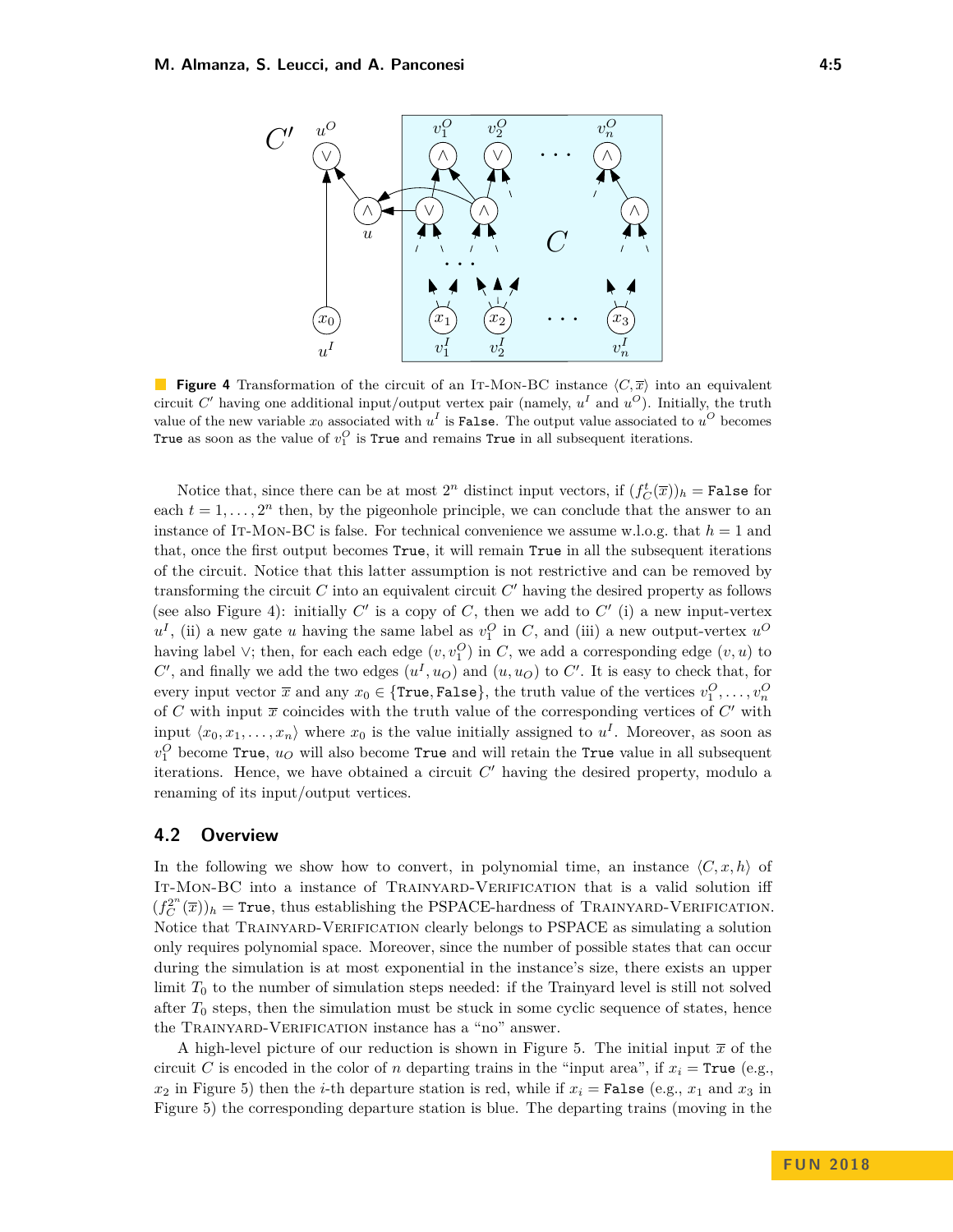**Figure 4** Transformation of the circuit of an IT-MON-BC instance $\langle C, \overline{x} \rangle$ into an equivalent circuit $C'$ having one additional input/output vertex pair (namely, $u^I$ and $u^O$). Initially, the truth value of the new variable $x_0$ associated with $u^I$ is `False`. The output value associated to $u^O$ becomes `True` as soon as the value of $v_1^O$ is `True` and remains `True` in all subsequent iterations.

Notice that, since there can be at most $2^n$ distinct input vectors, if $(f_C^t(\overline{x}))_h = $ `False` for each $t = 1, \dots, 2^n$ then, by the pigeonhole principle, we can conclude that the answer to an instance of IT-MON-BC is false. For technical convenience we assume w.l.o.g. that $h = 1$ and that, once the first output becomes `True`, it will remain `True` in all the subsequent iterations of the circuit. Notice that this latter assumption is not restrictive and can be removed by transforming the circuit $C$ into an equivalent circuit $C'$ having the desired property as follows (see also Figure 4): initially $C'$ is a copy of $C$, then we add to $C'$ (i) a new input-vertex $u^I$, (ii) a new gate $u$ having the same label as $v_1^O$ in $C$, and (iii) a new output-vertex $u^O$ having label $\vee$; then, for each each edge $(v, v_1^O)$ in $C$, we add a corresponding edge $(v, u)$ to $C'$, and finally we add the two edges $(u^I, u_O)$ and $(u, u_O)$ to $C'$. It is easy to check that, for every input vector $\overline{x}$ and any $x_0 \in \{$`True`$,$ `False`$\}$, the truth value of the vertices $v_1^O, \dots, v_n^O$ of $C$ with input $\overline{x}$ coincides with the truth value of the corresponding vertices of $C'$ with input $\langle x_0, x_1, \dots, x_n \rangle$ where $x_0$ is the value initially assigned to $u^I$. Moreover, as soon as $v_1^O$ become `True`, $u_O$ will also become `True` and will retain the `True` value in all subsequent iterations. Hence, we have obtained a circuit $C'$ having the desired property, modulo a renaming of its input/output vertices.

## 4.2 Overview

In the following we show how to convert, in polynomial time, an instance $\langle C, x, h \rangle$ of IT-MON-BC into a instance of TRAINYARD-VERIFICATION that is a valid solution iff $(f_C^{2^n}(\overline{x}))_h = $ `True`, thus establishing the PSPACE-hardness of TRAINYARD-VERIFICATION. Notice that TRAINYARD-VERIFICATION clearly belongs to PSPACE as simulating a solution only requires polynomial space. Moreover, since the number of possible states that can occur during the simulation is at most exponential in the instance's size, there exists an upper limit $T_0$ to the number of simulation steps needed: if the Trainyard level is still not solved after $T_0$ steps, then the simulation must be stuck in some cyclic sequence of states, hence the TRAINYARD-VERIFICATION instance has a "no" answer.

A high-level picture of our reduction is shown in Figure 5. The initial input $\overline{x}$ of the circuit $C$ is encoded in the color of $n$ departing trains in the "input area", if $x_i = $ `True` (e.g., $x_2$ in Figure 5) then the $i$-th departure station is red, while if $x_i = $ `False` (e.g., $x_1$ and $x_3$ in Figure 5) the corresponding departure station is blue. The departing trains (moving in the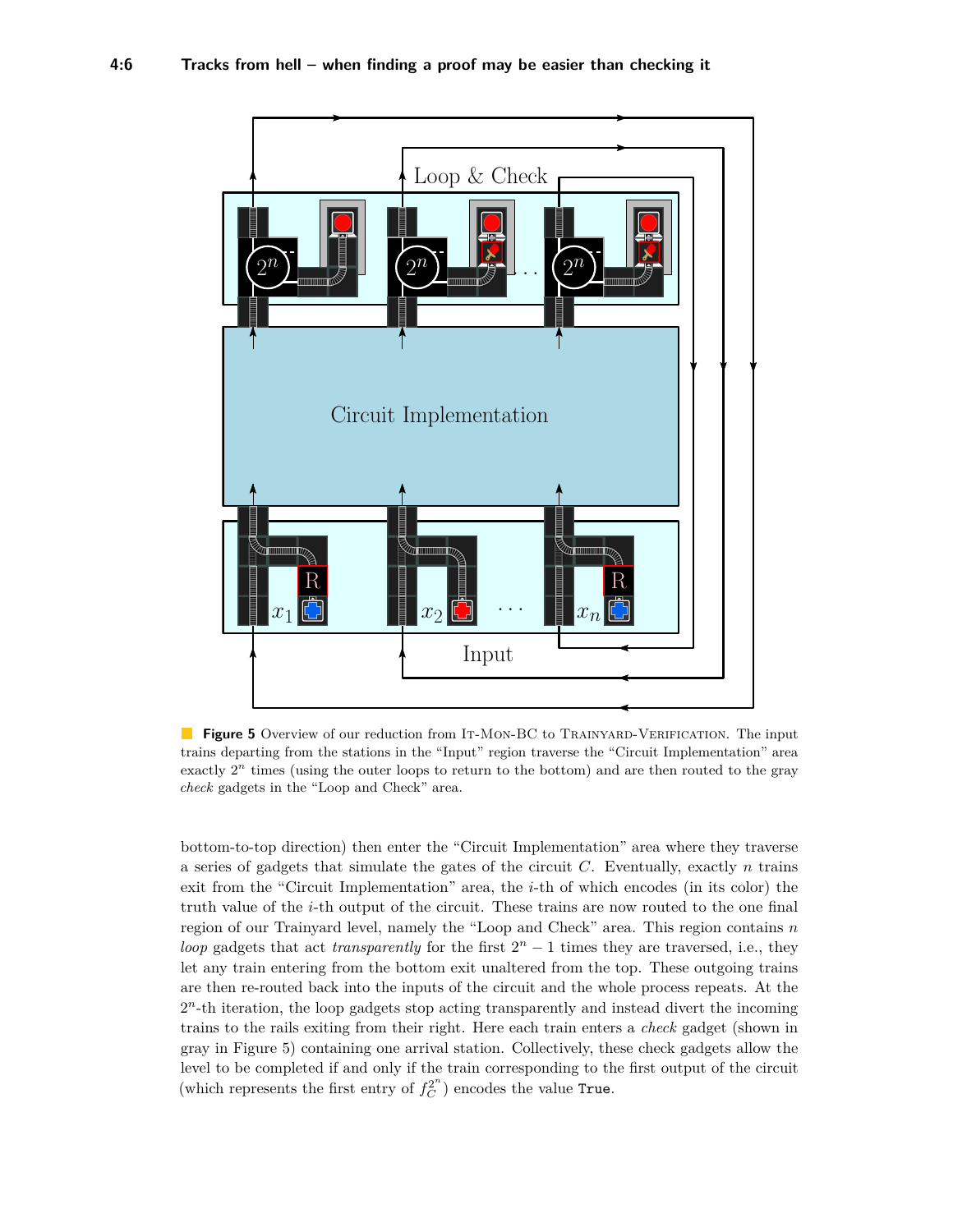**Figure 5** Overview of our reduction from It-Mon-BC to Trainyard-Verification. The input trains departing from the stations in the "Input" region traverse the "Circuit Implementation" area exactly $2^n$ times (using the outer loops to return to the bottom) and are then routed to the gray *check* gadgets in the "Loop and Check" area.

bottom-to-top direction) then enter the "Circuit Implementation" area where they traverse a series of gadgets that simulate the gates of the circuit $C$. Eventually, exactly $n$ trains exit from the "Circuit Implementation" area, the $i$-th of which encodes (in its color) the truth value of the $i$-th output of the circuit. These trains are now routed to the one final region of our Trainyard level, namely the "Loop and Check" area. This region contains $n$ *loop* gadgets that act *transparently* for the first $2^n - 1$ times they are traversed, i.e., they let any train entering from the bottom exit unaltered from the top. These outgoing trains are then re-routed back into the inputs of the circuit and the whole process repeats. At the $2^n$-th iteration, the loop gadgets stop acting transparently and instead divert the incoming trains to the rails exiting from their right. Here each train enters a *check* gadget (shown in gray in Figure 5) containing one arrival station. Collectively, these check gadgets allow the level to be completed if and only if the train corresponding to the first output of the circuit (which represents the first entry of $f_C^{2^n}$) encodes the value `True`.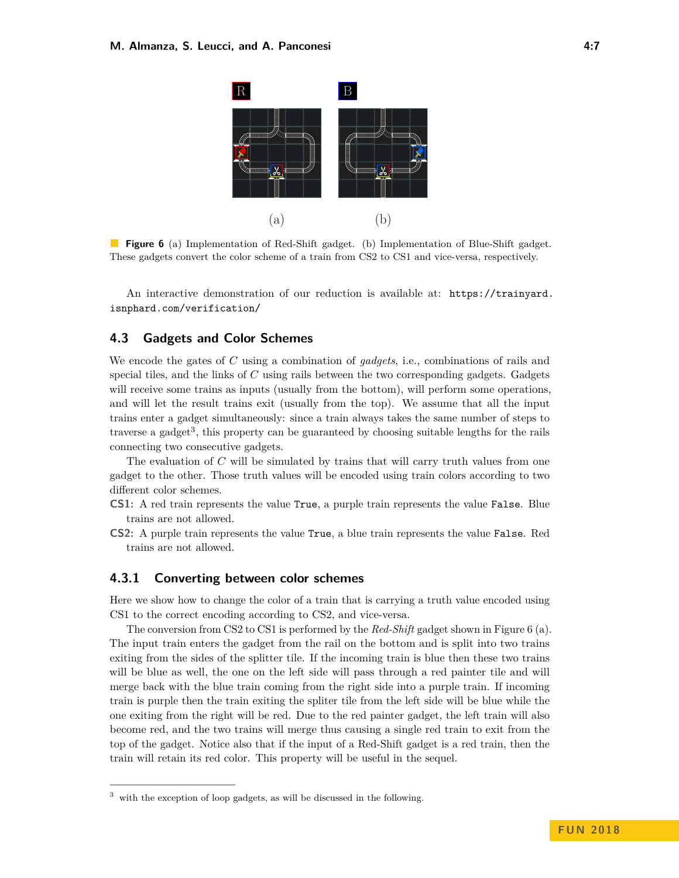**Figure 6** (a) Implementation of Red-Shift gadget. (b) Implementation of Blue-Shift gadget. These gadgets convert the color scheme of a train from CS2 to CS1 and vice-versa, respectively.

An interactive demonstration of our reduction is available at: `https://trainyard.isnphard.com/verification/`

### 4.3 Gadgets and Color Schemes

We encode the gates of $C$ using a combination of *gadgets*, i.e., combinations of rails and special tiles, and the links of $C$ using rails between the two corresponding gadgets. Gadgets will receive some trains as inputs (usually from the bottom), will perform some operations, and will let the result trains exit (usually from the top). We assume that all the input trains enter a gadget simultaneously: since a train always takes the same number of steps to traverse a gadget[3], this property can be guaranteed by choosing suitable lengths for the rails connecting two consecutive gadgets.

The evaluation of $C$ will be simulated by trains that will carry truth values from one gadget to the other. Those truth values will be encoded using train colors according to two different color schemes.

**CS1:** A red train represents the value `True`, a purple train represents the value `False`. Blue trains are not allowed.

**CS2:** A purple train represents the value `True`, a blue train represents the value `False`. Red trains are not allowed.

#### 4.3.1 Converting between color schemes

Here we show how to change the color of a train that is carrying a truth value encoded using CS1 to the correct encoding according to CS2, and vice-versa.

The conversion from CS2 to CS1 is performed by the *Red-Shift* gadget shown in Figure 6 (a). The input train enters the gadget from the rail on the bottom and is split into two trains exiting from the sides of the splitter tile. If the incoming train is blue then these two trains will be blue as well, the one on the left side will pass through a red painter tile and will merge back with the blue train coming from the right side into a purple train. If incoming train is purple then the train exiting the spliter tile from the left side will be blue while the one exiting from the right will be red. Due to the red painter gadget, the left train will also become red, and the two trains will merge thus causing a single red train to exit from the top of the gadget. Notice also that if the input of a Red-Shift gadget is a red train, then the train will retain its red color. This property will be useful in the sequel.

[3] with the exception of loop gadgets, as will be discussed in the following.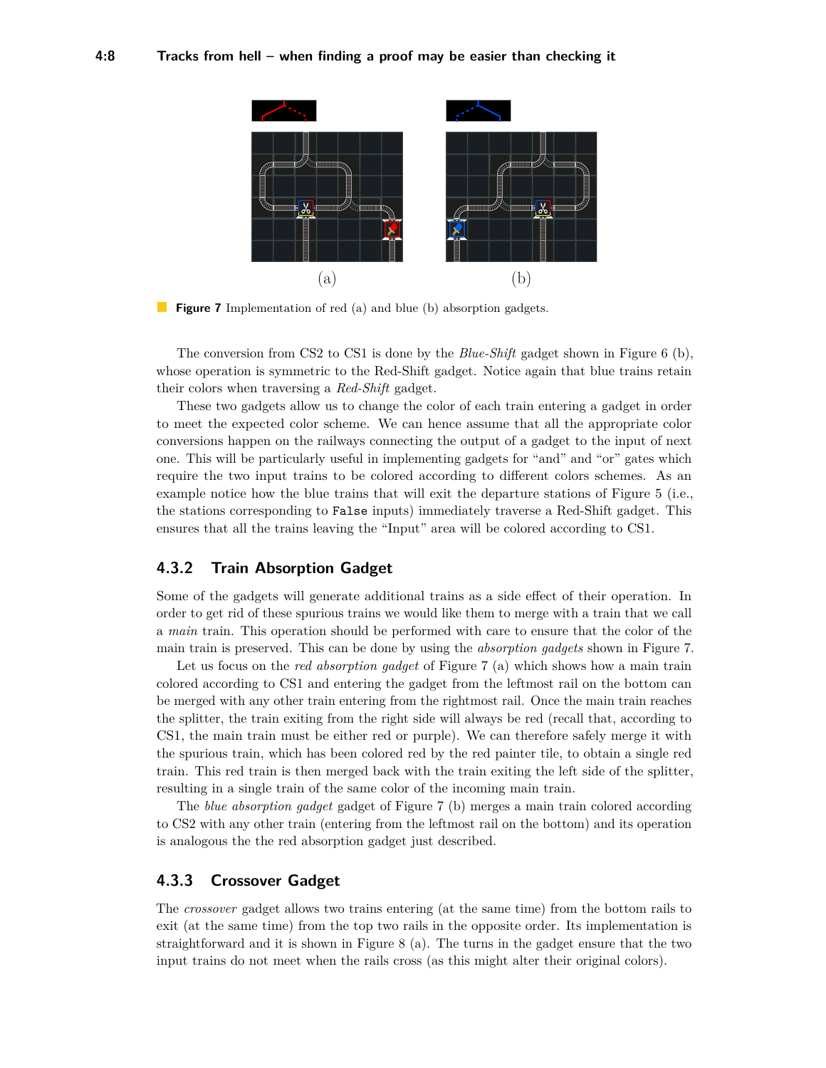(a) (b)

**Figure 7** Implementation of red (a) and blue (b) absorption gadgets.

The conversion from CS2 to CS1 is done by the *Blue-Shift* gadget shown in Figure 6 (b), whose operation is symmetric to the Red-Shift gadget. Notice again that blue trains retain their colors when traversing a *Red-Shift* gadget.

These two gadgets allow us to change the color of each train entering a gadget in order to meet the expected color scheme. We can hence assume that all the appropriate color conversions happen on the railways connecting the output of a gadget to the input of next one. This will be particularly useful in implementing gadgets for "and" and "or" gates which require the two input trains to be colored according to different colors schemes. As an example notice how the blue trains that will exit the departure stations of Figure 5 (i.e., the stations corresponding to `False` inputs) immediately traverse a Red-Shift gadget. This ensures that all the trains leaving the "Input" area will be colored according to CS1.

### 4.3.2 Train Absorption Gadget

Some of the gadgets will generate additional trains as a side effect of their operation. In order to get rid of these spurious trains we would like them to merge with a train that we call a *main* train. This operation should be performed with care to ensure that the color of the main train is preserved. This can be done by using the *absorption gadgets* shown in Figure 7.

Let us focus on the *red absorption gadget* of Figure 7 (a) which shows how a main train colored according to CS1 and entering the gadget from the leftmost rail on the bottom can be merged with any other train entering from the rightmost rail. Once the main train reaches the splitter, the train exiting from the right side will always be red (recall that, according to CS1, the main train must be either red or purple). We can therefore safely merge it with the spurious train, which has been colored red by the red painter tile, to obtain a single red train. This red train is then merged back with the train exiting the left side of the splitter, resulting in a single train of the same color of the incoming main train.

The *blue absorption gadget* gadget of Figure 7 (b) merges a main train colored according to CS2 with any other train (entering from the leftmost rail on the bottom) and its operation is analogous the the red absorption gadget just described.

### 4.3.3 Crossover Gadget

The *crossover* gadget allows two trains entering (at the same time) from the bottom rails to exit (at the same time) from the top two rails in the opposite order. Its implementation is straightforward and it is shown in Figure 8 (a). The turns in the gadget ensure that the two input trains do not meet when the rails cross (as this might alter their original colors).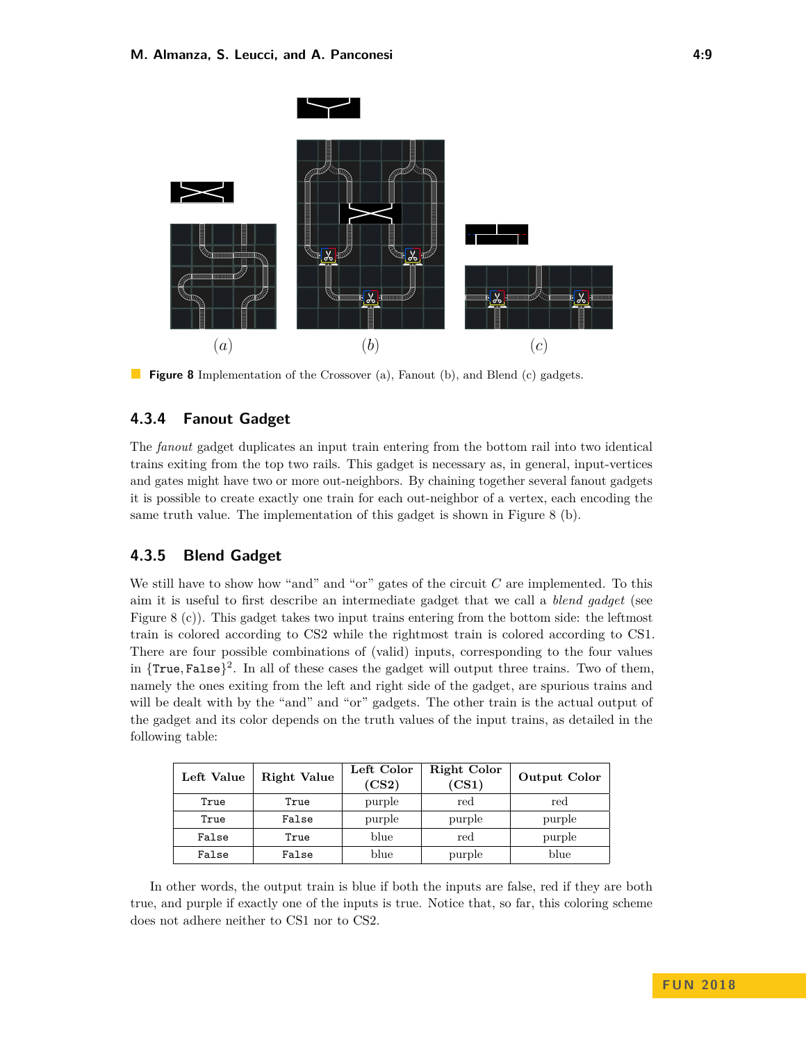(a) (b) (c)

**Figure 8** Implementation of the Crossover (a), Fanout (b), and Blend (c) gadgets.

### 4.3.4 Fanout Gadget

The *fanout* gadget duplicates an input train entering from the bottom rail into two identical trains exiting from the top two rails. This gadget is necessary as, in general, input-vertices and gates might have two or more out-neighbors. By chaining together several fanout gadgets it is possible to create exactly one train for each out-neighbor of a vertex, each encoding the same truth value. The implementation of this gadget is shown in Figure 8 (b).

### 4.3.5 Blend Gadget

We still have to show how "and" and "or" gates of the circuit $C$ are implemented. To this aim it is useful to first describe an intermediate gadget that we call a *blend gadget* (see Figure 8 (c)). This gadget takes two input trains entering from the bottom side: the leftmost train is colored according to CS2 while the rightmost train is colored according to CS1. There are four possible combinations of (valid) inputs, corresponding to the four values in $\{\texttt{True}, \texttt{False}\}^2$. In all of these cases the gadget will output three trains. Two of them, namely the ones exiting from the left and right side of the gadget, are spurious trains and will be dealt with by the "and" and "or" gadgets. The other train is the actual output of the gadget and its color depends on the truth values of the input trains, as detailed in the following table:

| Left Value | Right Value | Left Color (CS2) | Right Color (CS1) | Output Color |
|---|---|---|---|---|
| True | True | purple | red | red |
| True | False | purple | purple | purple |
| False | True | blue | red | purple |
| False | False | blue | purple | blue |

In other words, the output train is blue if both the inputs are false, red if they are both true, and purple if exactly one of the inputs is true. Notice that, so far, this coloring scheme does not adhere neither to CS1 nor to CS2.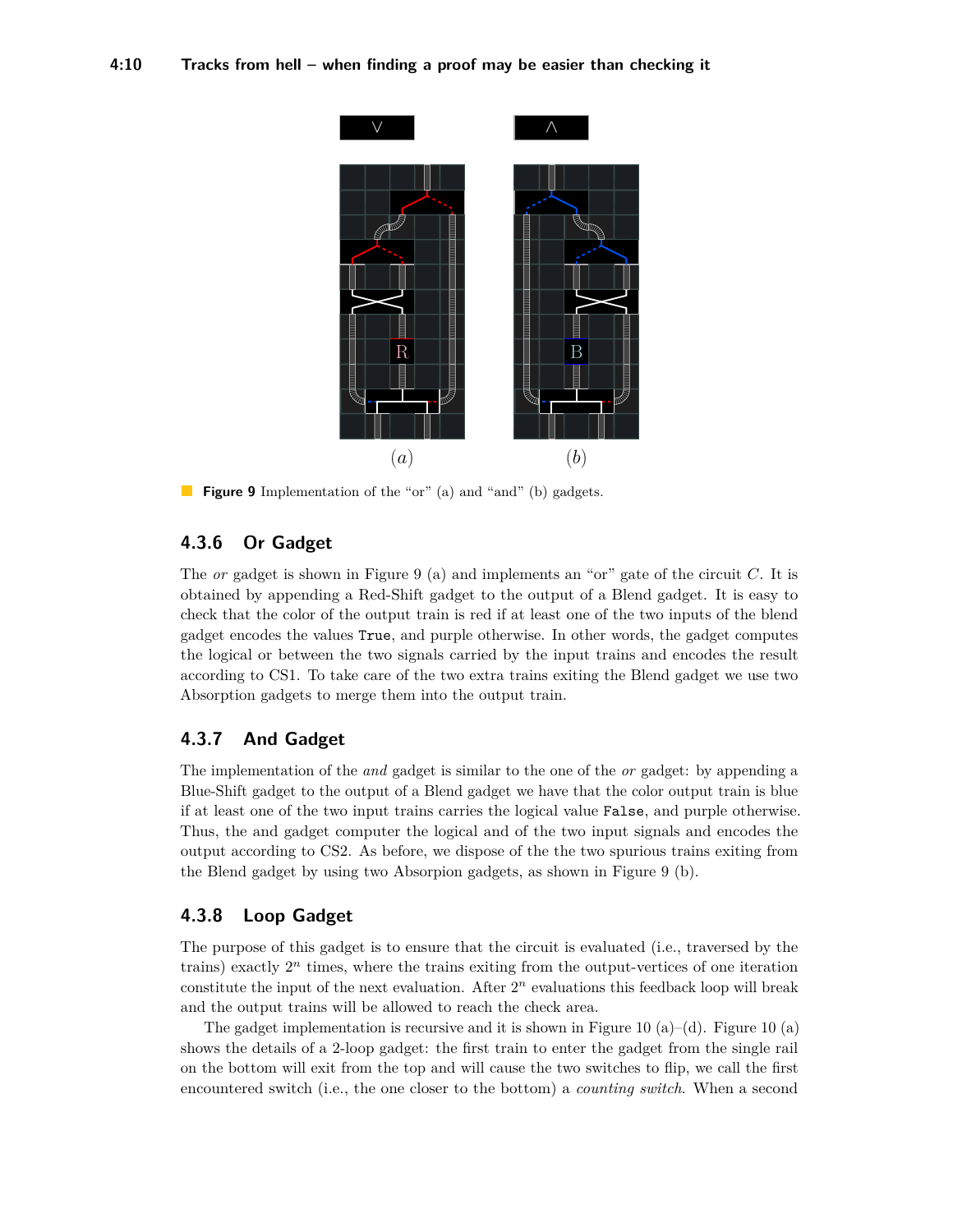**Figure 9** Implementation of the “or” (a) and “and” (b) gadgets.

### 4.3.6 Or Gadget

The *or* gadget is shown in Figure 9 (a) and implements an “or” gate of the circuit $C$. It is obtained by appending a Red-Shift gadget to the output of a Blend gadget. It is easy to check that the color of the output train is red if at least one of the two inputs of the blend gadget encodes the values `True`, and purple otherwise. In other words, the gadget computes the logical or between the two signals carried by the input trains and encodes the result according to CS1. To take care of the two extra trains exiting the Blend gadget we use two Absorption gadgets to merge them into the output train.

### 4.3.7 And Gadget

The implementation of the *and* gadget is similar to the one of the *or* gadget: by appending a Blue-Shift gadget to the output of a Blend gadget we have that the color output train is blue if at least one of the two input trains carries the logical value `False`, and purple otherwise. Thus, the and gadget computer the logical and of the two input signals and encodes the output according to CS2. As before, we dispose of the the two spurious trains exiting from the Blend gadget by using two Absorpion gadgets, as shown in Figure 9 (b).

### 4.3.8 Loop Gadget

The purpose of this gadget is to ensure that the circuit is evaluated (i.e., traversed by the trains) exactly $2^n$ times, where the trains exiting from the output-vertices of one iteration constitute the input of the next evaluation. After $2^n$ evaluations this feedback loop will break and the output trains will be allowed to reach the check area.

The gadget implementation is recursive and it is shown in Figure 10 (a)–(d). Figure 10 (a) shows the details of a 2-loop gadget: the first train to enter the gadget from the single rail on the bottom will exit from the top and will cause the two switches to flip, we call the first encountered switch (i.e., the one closer to the bottom) a *counting switch*. When a second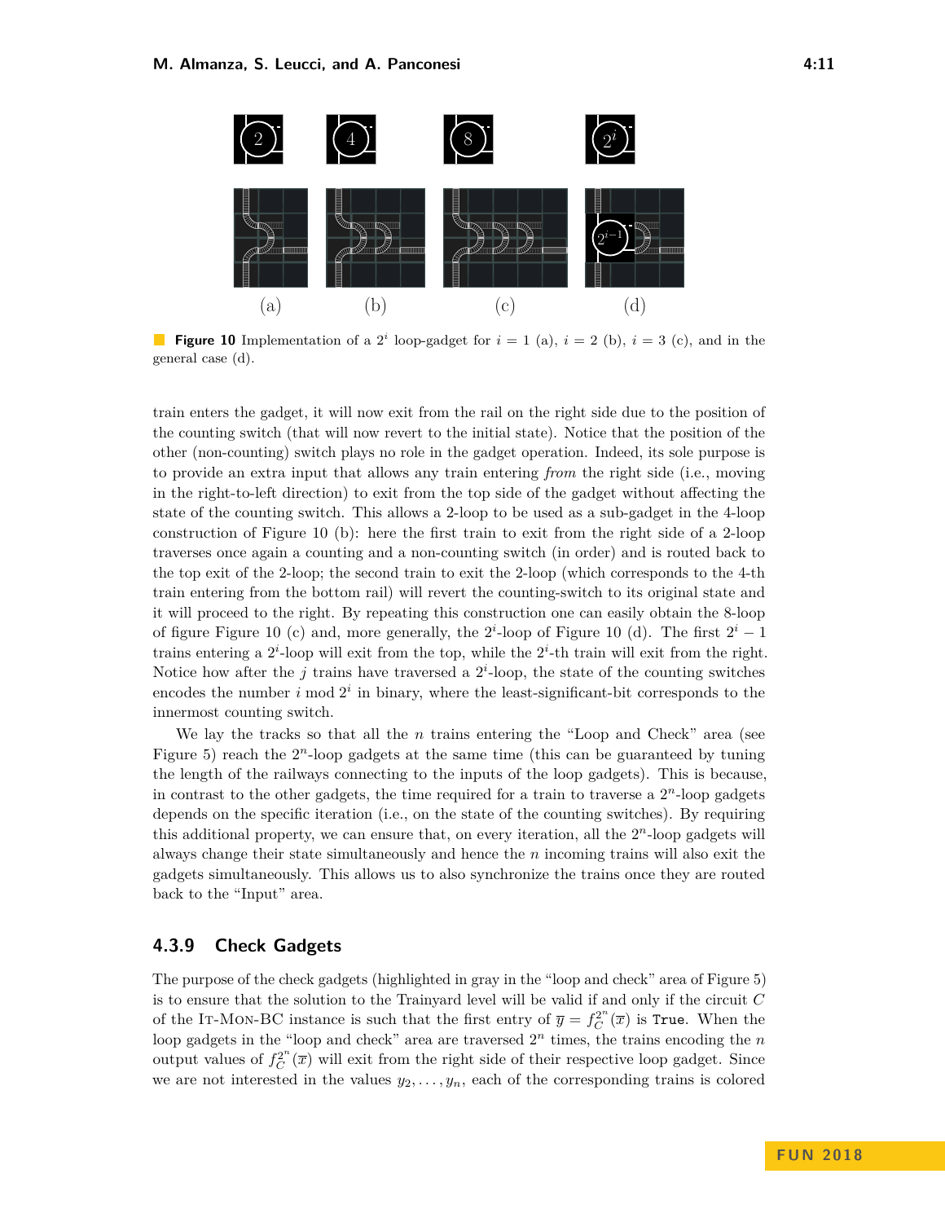**Figure 10** Implementation of a $2^i$ loop-gadget for $i = 1$ (a), $i = 2$ (b), $i = 3$ (c), and in the general case (d).

train enters the gadget, it will now exit from the rail on the right side due to the position of the counting switch (that will now revert to the initial state). Notice that the position of the other (non-counting) switch plays no role in the gadget operation. Indeed, its sole purpose is to provide an extra input that allows any train entering *from* the right side (i.e., moving in the right-to-left direction) to exit from the top side of the gadget without affecting the state of the counting switch. This allows a 2-loop to be used as a sub-gadget in the 4-loop construction of Figure 10 (b): here the first train to exit from the right side of a 2-loop traverses once again a counting and a non-counting switch (in order) and is routed back to the top exit of the 2-loop; the second train to exit the 2-loop (which corresponds to the 4-th train entering from the bottom rail) will revert the counting-switch to its original state and it will proceed to the right. By repeating this construction one can easily obtain the 8-loop of figure Figure 10 (c) and, more generally, the $2^i$-loop of Figure 10 (d). The first $2^i - 1$ trains entering a $2^i$-loop will exit from the top, while the $2^i$-th train will exit from the right. Notice how after the $j$ trains have traversed a $2^i$-loop, the state of the counting switches encodes the number $i \bmod 2^i$ in binary, where the least-significant-bit corresponds to the innermost counting switch.

We lay the tracks so that all the $n$ trains entering the "Loop and Check" area (see Figure 5) reach the $2^n$-loop gadgets at the same time (this can be guaranteed by tuning the length of the railways connecting to the inputs of the loop gadgets). This is because, in contrast to the other gadgets, the time required for a train to traverse a $2^n$-loop gadgets depends on the specific iteration (i.e., on the state of the counting switches). By requiring this additional property, we can ensure that, on every iteration, all the $2^n$-loop gadgets will always change their state simultaneously and hence the $n$ incoming trains will also exit the gadgets simultaneously. This allows us to also synchronize the trains once they are routed back to the "Input" area.

### 4.3.9 Check Gadgets

The purpose of the check gadgets (highlighted in gray in the "loop and check" area of Figure 5) is to ensure that the solution to the Trainyard level will be valid if and only if the circuit $C$ of the It-Mon-BC instance is such that the first entry of $\overline{y} = f_C^{2^n}(\overline{x})$ is `True`. When the loop gadgets in the "loop and check" area are traversed $2^n$ times, the trains encoding the $n$ output values of $f_C^{2^n}(\overline{x})$ will exit from the right side of their respective loop gadget. Since we are not interested in the values $y_2, \ldots, y_n$, each of the corresponding trains is colored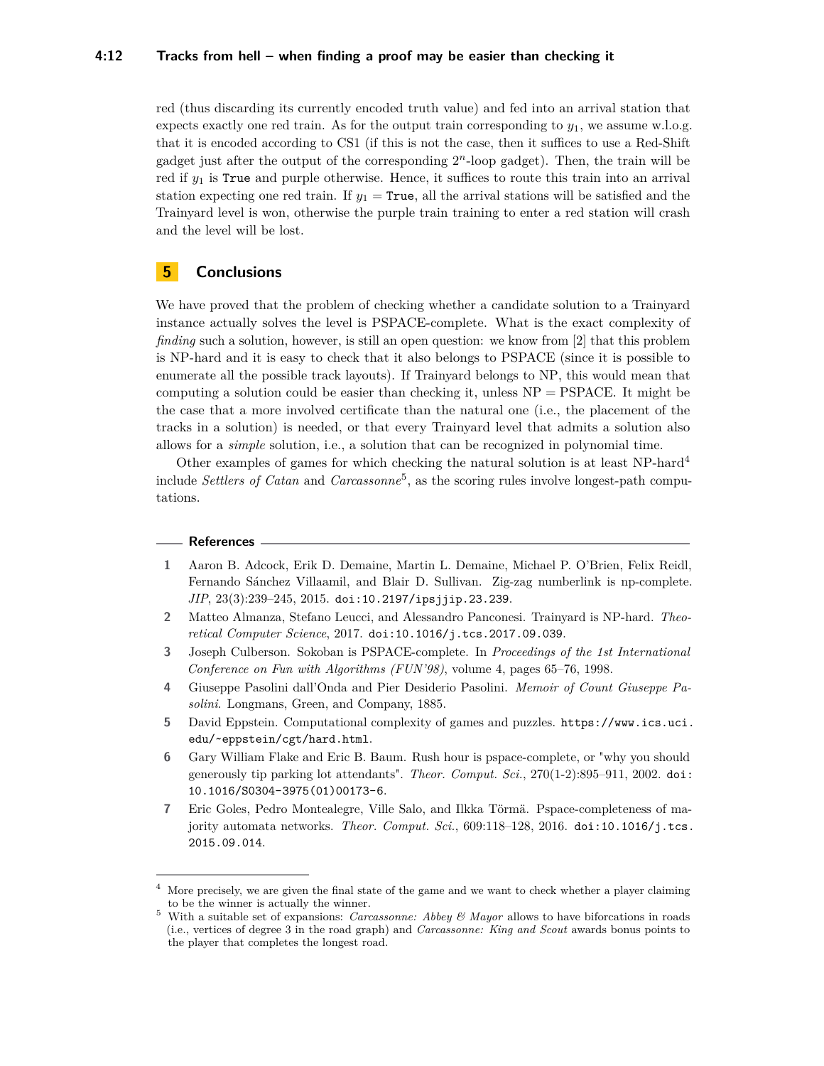red (thus discarding its currently encoded truth value) and fed into an arrival station that expects exactly one red train. As for the output train corresponding to $y_1$, we assume w.l.o.g. that it is encoded according to CS1 (if this is not the case, then it suffices to use a Red-Shift gadget just after the output of the corresponding $2^n$-loop gadget). Then, the train will be red if $y_1$ is `True` and purple otherwise. Hence, it suffices to route this train into an arrival station expecting one red train. If $y_1 =$ `True`, all the arrival stations will be satisfied and the Trainyard level is won, otherwise the purple train training to enter a red station will crash and the level will be lost.

## 5 Conclusions

We have proved that the problem of checking whether a candidate solution to a Trainyard instance actually solves the level is PSPACE-complete. What is the exact complexity of *finding* such a solution, however, is still an open question: we know from [2] that this problem is NP-hard and it is easy to check that it also belongs to PSPACE (since it is possible to enumerate all the possible track layouts). If Trainyard belongs to NP, this would mean that computing a solution could be easier than checking it, unless NP = PSPACE. It might be the case that a more involved certificate than the natural one (i.e., the placement of the tracks in a solution) is needed, or that every Trainyard level that admits a solution also allows for a *simple* solution, i.e., a solution that can be recognized in polynomial time.

Other examples of games for which checking the natural solution is at least NP-hard[4] include *Settlers of Catan* and *Carcassonne*[5], as the scoring rules involve longest-path computations.

### References

1. Aaron B. Adcock, Erik D. Demaine, Martin L. Demaine, Michael P. O'Brien, Felix Reidl, Fernando Sánchez Villaamil, and Blair D. Sullivan. Zig-zag numberlink is np-complete. *JIP*, 23(3):239–245, 2015. doi:10.2197/ipsjjip.23.239.
2. Matteo Almanza, Stefano Leucci, and Alessandro Panconesi. Trainyard is NP-hard. *Theoretical Computer Science*, 2017. doi:10.1016/j.tcs.2017.09.039.
3. Joseph Culberson. Sokoban is PSPACE-complete. In *Proceedings of the 1st International Conference on Fun with Algorithms (FUN'98)*, volume 4, pages 65–76, 1998.
4. Giuseppe Pasolini dall'Onda and Pier Desiderio Pasolini. *Memoir of Count Giuseppe Pasolini*. Longmans, Green, and Company, 1885.
5. David Eppstein. Computational complexity of games and puzzles. https://www.ics.uci.edu/~eppstein/cgt/hard.html.
6. Gary William Flake and Eric B. Baum. Rush hour is pspace-complete, or "why you should generously tip parking lot attendants". *Theor. Comput. Sci.*, 270(1-2):895–911, 2002. doi:10.1016/S0304-3975(01)00173-6.
7. Eric Goles, Pedro Montealegre, Ville Salo, and Ilkka Törmä. Pspace-completeness of majority automata networks. *Theor. Comput. Sci.*, 609:118–128, 2016. doi:10.1016/j.tcs.2015.09.014.

---

[4] More precisely, we are given the final state of the game and we want to check whether a player claiming to be the winner is actually the winner.

[5] With a suitable set of expansions: *Carcassonne: Abbey & Mayor* allows to have biforcations in roads (i.e., vertices of degree 3 in the road graph) and *Carcassonne: King and Scout* awards bonus points to the player that completes the longest road.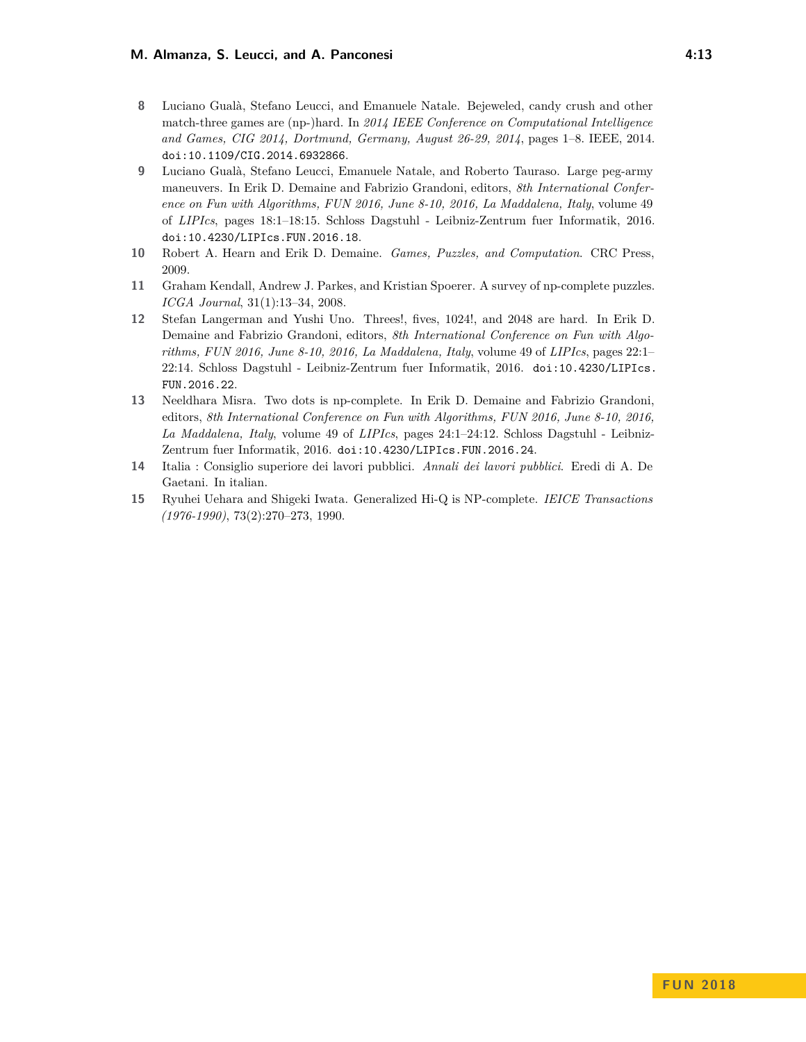8. Luciano Gualà, Stefano Leucci, and Emanuele Natale. Bejeweled, candy crush and other match-three games are (np-)hard. In *2014 IEEE Conference on Computational Intelligence and Games, CIG 2014, Dortmund, Germany, August 26-29, 2014*, pages 1–8. IEEE, 2014. doi:10.1109/CIG.2014.6932866.
9. Luciano Gualà, Stefano Leucci, Emanuele Natale, and Roberto Tauraso. Large peg-army maneuvers. In Erik D. Demaine and Fabrizio Grandoni, editors, *8th International Conference on Fun with Algorithms, FUN 2016, June 8-10, 2016, La Maddalena, Italy*, volume 49 of *LIPIcs*, pages 18:1–18:15. Schloss Dagstuhl - Leibniz-Zentrum fuer Informatik, 2016. doi:10.4230/LIPIcs.FUN.2016.18.
10. Robert A. Hearn and Erik D. Demaine. *Games, Puzzles, and Computation*. CRC Press, 2009.
11. Graham Kendall, Andrew J. Parkes, and Kristian Spoerer. A survey of np-complete puzzles. *ICGA Journal*, 31(1):13–34, 2008.
12. Stefan Langerman and Yushi Uno. Threes!, fives, 1024!, and 2048 are hard. In Erik D. Demaine and Fabrizio Grandoni, editors, *8th International Conference on Fun with Algorithms, FUN 2016, June 8-10, 2016, La Maddalena, Italy*, volume 49 of *LIPIcs*, pages 22:1–22:14. Schloss Dagstuhl - Leibniz-Zentrum fuer Informatik, 2016. doi:10.4230/LIPIcs.FUN.2016.22.
13. Neeldhara Misra. Two dots is np-complete. In Erik D. Demaine and Fabrizio Grandoni, editors, *8th International Conference on Fun with Algorithms, FUN 2016, June 8-10, 2016, La Maddalena, Italy*, volume 49 of *LIPIcs*, pages 24:1–24:12. Schloss Dagstuhl - Leibniz-Zentrum fuer Informatik, 2016. doi:10.4230/LIPIcs.FUN.2016.24.
14. Italia : Consiglio superiore dei lavori pubblici. *Annali dei lavori pubblici*. Eredi di A. De Gaetani. In italian.
15. Ryuhei Uehara and Shigeki Iwata. Generalized Hi-Q is NP-complete. *IEICE Transactions (1976-1990)*, 73(2):270–273, 1990.